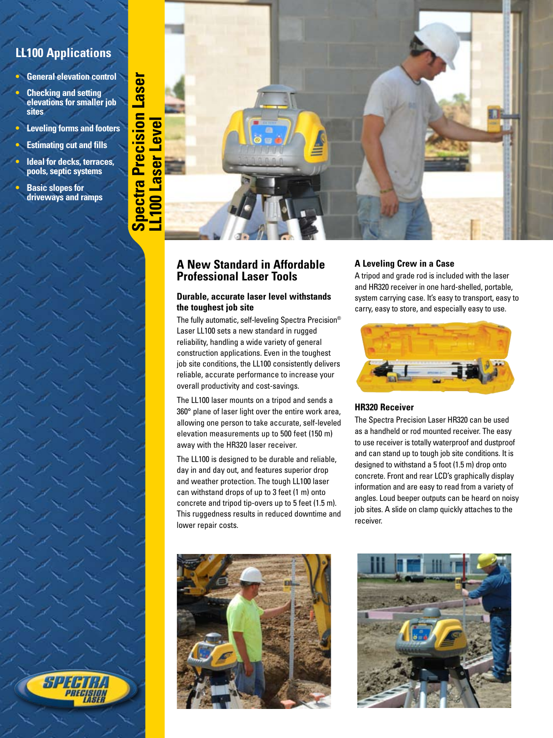## LL100 Applications

- General elevation control
- Checking and setting elevations for smaller job sites
- Leveling forms and footers
- Estimating cut and fills
- Ideal for decks, terraces, pools, septic systems
- Basic slopes for driveways and ramps

# Spectra Precision Laser LL100 Laser Level

## A New Standard in Affordable Professional Laser Tools

### Durable, accurate laser level withstands the toughest job site

The fully automatic, self-leveling Spectra Precision® Laser LL100 sets a new standard in rugged reliability, handling a wide variety of general construction applications. Even in the toughest job site conditions, the LL100 consistently delivers reliable, accurate performance to increase your overall productivity and cost-savings.

The LL100 laser mounts on a tripod and sends a 360° plane of laser light over the entire work area, allowing one person to take accurate, self-leveled elevation measurements up to 500 feet (150 m) away with the HR320 laser receiver.

The LL100 is designed to be durable and reliable, day in and day out, and features superior drop and weather protection. The tough LL100 laser can withstand drops of up to 3 feet (1 m) onto concrete and tripod tip-overs up to 5 feet (1.5 m). This ruggedness results in reduced downtime and lower repair costs.

### A Leveling Crew in a Case

A tripod and grade rod is included with the laser and HR320 receiver in one hard-shelled, portable, system carrying case. It's easy to transport, easy to carry, easy to store, and especially easy to use.

### HR320 Receiver

The Spectra Precision Laser HR320 can be used as a handheld or rod mounted receiver. The easy to use receiver is totally waterproof and dustproof and can stand up to tough job site conditions. It is designed to withstand a 5 foot (1.5 m) drop onto concrete. Front and rear LCD's graphically display information and are easy to read from a variety of angles. Loud beeper outputs can be heard on noisy job sites. A slide on clamp quickly attaches to the receiver.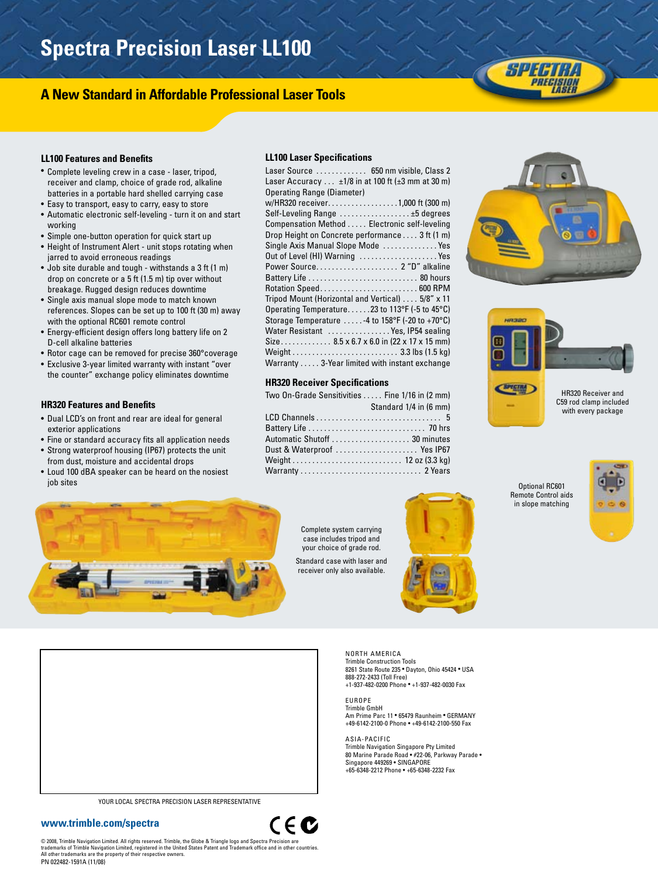# Spectra Precision Laser LL100

## A New Standard in Affordable Professional Laser Tools

### LL100 Features and Benefits

- Complete leveling crew in a case - laser, tripod, receiver and clamp, choice of grade rod, alkaline batteries in a portable hard shelled carrying case
- Easy to transport, easy to carry, easy to store
- Automatic electronic self-leveling - turn it on and start working
- Simple one-button operation for quick start up
- Height of Instrument Alert - unit stops rotating when jarred to avoid erroneous readings
- Job site durable and tough - withstands a 3 ft (1 m) drop on concrete or a 5 ft (1.5 m) tip over without breakage. Rugged design reduces downtime
- Single axis manual slope mode to match known references. Slopes can be set up to 100 ft (30 m) away with the optional RC601 remote control
- Energy-efficient design offers long battery life on 2 D-cell alkaline batteries
- Rotor cage can be removed for precise 360°coverage
- Exclusive 3-year limited warranty with instant "over the counter" exchange policy eliminates downtime

### HR320 Features and Benefits

- Dual LCD's on front and rear are ideal for general exterior applications
- Fine or standard accuracy fits all application needs
- Strong waterproof housing (IP67) protects the unit from dust, moisture and accidental drops
- Loud 100 dBA speaker can be heard on the nosiest job sites

### LL100 Laser Specifications

| | |
|---|---|
| Laser Source | 650 nm visible, Class 2 |
| Laser Accuracy | ±1/8 in at 100 ft (±3 mm at 30 m) |
| Operating Range (Diameter) w/HR320 receiver | 1,000 ft (300 m) |
| Self-Leveling Range | ±5 degrees |
| Compensation Method | Electronic self-leveling |
| Drop Height on Concrete performance | 3 ft (1 m) |
| Single Axis Manual Slope Mode | Yes |
| Out of Level (HI) Warning | Yes |
| Power Source | 2 "D" alkaline |
| Battery Life | 80 hours |
| Rotation Speed | 600 RPM |
| Tripod Mount (Horizontal and Vertical) | 5/8" x 11 |
| Operating Temperature | 23 to 113°F (-5 to 45°C) |
| Storage Temperature | -4 to 158°F (-20 to +70°C) |
| Water Resistant | Yes, IP54 sealing |
| Size | 8.5 x 6.7 x 6.0 in (22 x 17 x 15 mm) |
| Weight | 3.3 lbs (1.5 kg) |
| Warranty | 3-Year limited with instant exchange |

### HR320 Receiver Specifications

| | |
|---|---|
| Two On-Grade Sensitivities | Fine 1/16 in (2 mm) Standard 1/4 in (6 mm) |
| LCD Channels | 5 |
| Battery Life | 70 hrs |
| Automatic Shutoff | 30 minutes |
| Dust & Waterproof | Yes IP67 |
| Weight | 12 oz (3.3 kg) |
| Warranty | 2 Years |

HR320 Receiver and C59 rod clamp included with every package

Optional RC601 Remote Control aids in slope matching

Complete system carrying case includes tripod and your choice of grade rod.

Standard case with laser and receiver only also available.

YOUR LOCAL SPECTRA PRECISION LASER REPRESENTATIVE

NORTH AMERICA
Trimble Construction Tools
8261 State Route 235 • Dayton, Ohio 45424 • USA
888-272-2433 (Toll Free)
+1-937-482-0200 Phone • +1-937-482-0030 Fax

EUROPE
Trimble GmbH
Am Prime Parc 11 • 65479 Raunheim • GERMANY
+49-6142-2100-0 Phone • +49-6142-2100-550 Fax

ASIA-PACIFIC
Trimble Navigation Singapore Pty Limited
80 Marine Parade Road • #22-06, Parkway Parade •
Singapore 449269 • SINGAPORE
+65-6348-2212 Phone • +65-6348-2232 Fax

**www.trimble.com/spectra**

© 2008, Trimble Navigation Limited. All rights reserved. Trimble, the Globe & Triangle logo and Spectra Precision are trademarks of Trimble Navigation Limited, registered in the United States Patent and Trademark office and in other countries. All other trademarks are the property of their respective owners.
PN 022482-1591A (11/08)